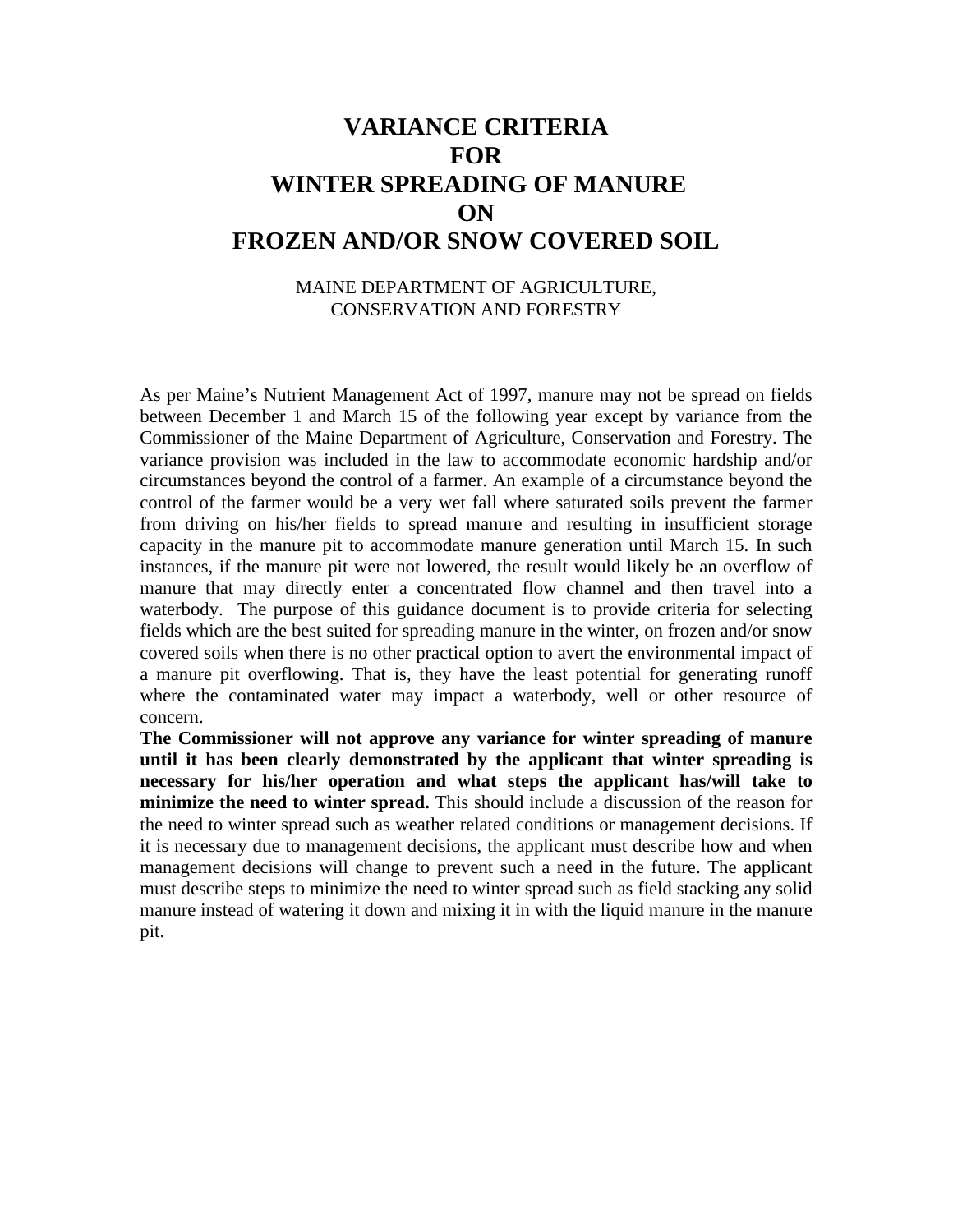# VARIANCE CRITERIA
# FOR
# WINTER SPREADING OF MANURE
# ON
# FROZEN AND/OR SNOW COVERED SOIL

MAINE DEPARTMENT OF AGRICULTURE,
CONSERVATION AND FORESTRY

As per Maine's Nutrient Management Act of 1997, manure may not be spread on fields between December 1 and March 15 of the following year except by variance from the Commissioner of the Maine Department of Agriculture, Conservation and Forestry. The variance provision was included in the law to accommodate economic hardship and/or circumstances beyond the control of a farmer. An example of a circumstance beyond the control of the farmer would be a very wet fall where saturated soils prevent the farmer from driving on his/her fields to spread manure and resulting in insufficient storage capacity in the manure pit to accommodate manure generation until March 15. In such instances, if the manure pit were not lowered, the result would likely be an overflow of manure that may directly enter a concentrated flow channel and then travel into a waterbody. The purpose of this guidance document is to provide criteria for selecting fields which are the best suited for spreading manure in the winter, on frozen and/or snow covered soils when there is no other practical option to avert the environmental impact of a manure pit overflowing. That is, they have the least potential for generating runoff where the contaminated water may impact a waterbody, well or other resource of concern.

**The Commissioner will not approve any variance for winter spreading of manure until it has been clearly demonstrated by the applicant that winter spreading is necessary for his/her operation and what steps the applicant has/will take to minimize the need to winter spread.** This should include a discussion of the reason for the need to winter spread such as weather related conditions or management decisions. If it is necessary due to management decisions, the applicant must describe how and when management decisions will change to prevent such a need in the future. The applicant must describe steps to minimize the need to winter spread such as field stacking any solid manure instead of watering it down and mixing it in with the liquid manure in the manure pit.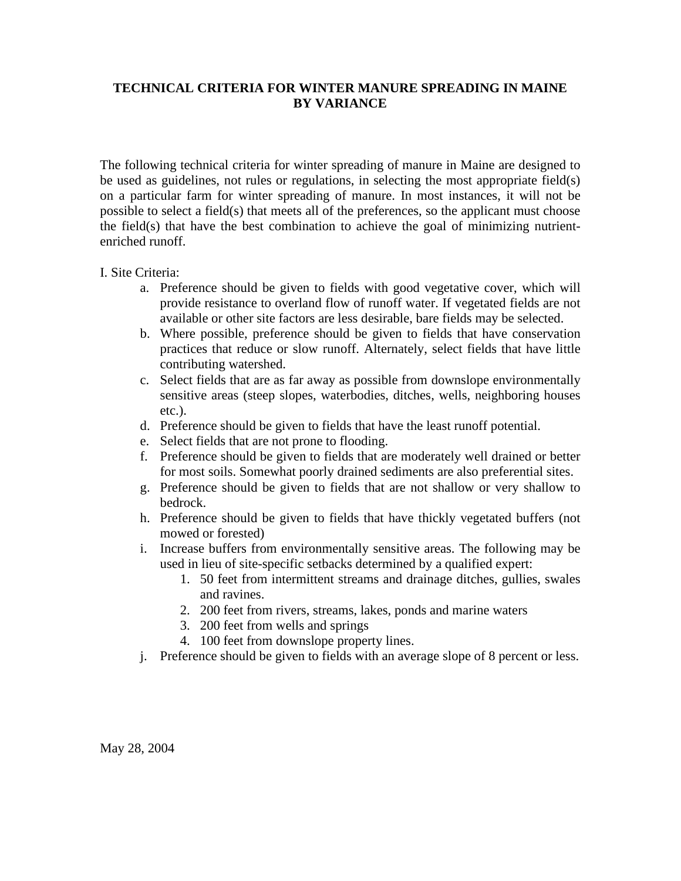# TECHNICAL CRITERIA FOR WINTER MANURE SPREADING IN MAINE BY VARIANCE

The following technical criteria for winter spreading of manure in Maine are designed to be used as guidelines, not rules or regulations, in selecting the most appropriate field(s) on a particular farm for winter spreading of manure. In most instances, it will not be possible to select a field(s) that meets all of the preferences, so the applicant must choose the field(s) that have the best combination to achieve the goal of minimizing nutrient-enriched runoff.

I. Site Criteria:

a. Preference should be given to fields with good vegetative cover, which will provide resistance to overland flow of runoff water. If vegetated fields are not available or other site factors are less desirable, bare fields may be selected.
b. Where possible, preference should be given to fields that have conservation practices that reduce or slow runoff. Alternately, select fields that have little contributing watershed.
c. Select fields that are as far away as possible from downslope environmentally sensitive areas (steep slopes, waterbodies, ditches, wells, neighboring houses etc.).
d. Preference should be given to fields that have the least runoff potential.
e. Select fields that are not prone to flooding.
f. Preference should be given to fields that are moderately well drained or better for most soils. Somewhat poorly drained sediments are also preferential sites.
g. Preference should be given to fields that are not shallow or very shallow to bedrock.
h. Preference should be given to fields that have thickly vegetated buffers (not mowed or forested)
i. Increase buffers from environmentally sensitive areas. The following may be used in lieu of site-specific setbacks determined by a qualified expert:
    1. 50 feet from intermittent streams and drainage ditches, gullies, swales and ravines.
    2. 200 feet from rivers, streams, lakes, ponds and marine waters
    3. 200 feet from wells and springs
    4. 100 feet from downslope property lines.
j. Preference should be given to fields with an average slope of 8 percent or less.

May 28, 2004